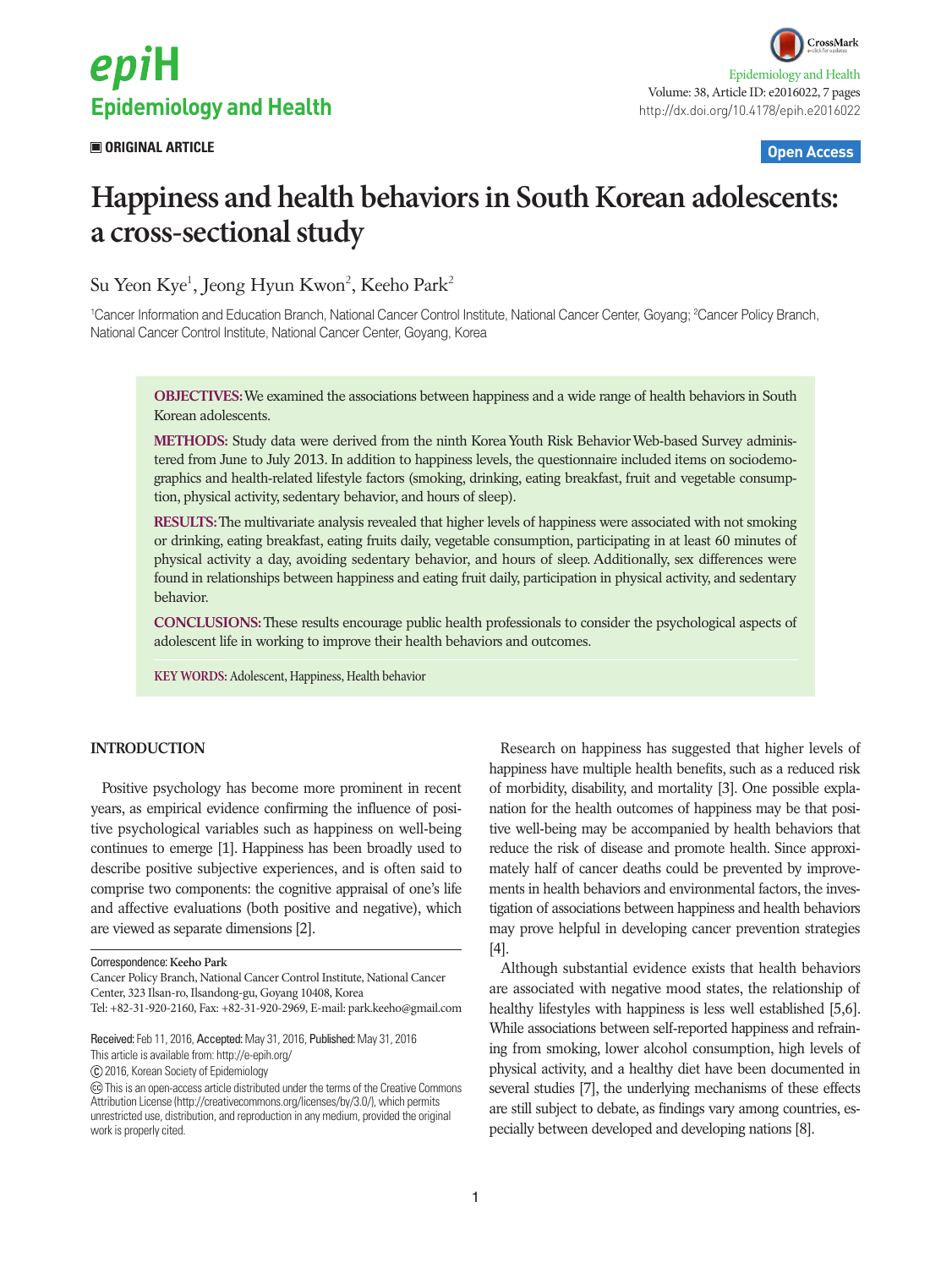ORIGINAL ARTICLE

Open Access

# Happiness and health behaviors in South Korean adolescents: a cross-sectional study

Su Yeon Kye[1], Jeong Hyun Kwon[2], Keeho Park[2]

[1]Cancer Information and Education Branch, National Cancer Control Institute, National Cancer Center, Goyang; [2]Cancer Policy Branch, National Cancer Control Institute, National Cancer Center, Goyang, Korea

**OBJECTIVES:** We examined the associations between happiness and a wide range of health behaviors in South Korean adolescents.

**METHODS:** Study data were derived from the ninth Korea Youth Risk Behavior Web-based Survey administered from June to July 2013. In addition to happiness levels, the questionnaire included items on sociodemographics and health-related lifestyle factors (smoking, drinking, eating breakfast, fruit and vegetable consumption, physical activity, sedentary behavior, and hours of sleep).

**RESULTS:** The multivariate analysis revealed that higher levels of happiness were associated with not smoking or drinking, eating breakfast, eating fruits daily, vegetable consumption, participating in at least 60 minutes of physical activity a day, avoiding sedentary behavior, and hours of sleep. Additionally, sex differences were found in relationships between happiness and eating fruit daily, participation in physical activity, and sedentary behavior.

**CONCLUSIONS:** These results encourage public health professionals to consider the psychological aspects of adolescent life in working to improve their health behaviors and outcomes.

**KEY WORDS:** Adolescent, Happiness, Health behavior

## INTRODUCTION

Positive psychology has become more prominent in recent years, as empirical evidence confirming the influence of positive psychological variables such as happiness on well-being continues to emerge [1]. Happiness has been broadly used to describe positive subjective experiences, and is often said to comprise two components: the cognitive appraisal of one's life and affective evaluations (both positive and negative), which are viewed as separate dimensions [2].

Research on happiness has suggested that higher levels of happiness have multiple health benefits, such as a reduced risk of morbidity, disability, and mortality [3]. One possible explanation for the health outcomes of happiness may be that positive well-being may be accompanied by health behaviors that reduce the risk of disease and promote health. Since approximately half of cancer deaths could be prevented by improvements in health behaviors and environmental factors, the investigation of associations between happiness and health behaviors may prove helpful in developing cancer prevention strategies [4].

Although substantial evidence exists that health behaviors are associated with negative mood states, the relationship of healthy lifestyles with happiness is less well established [5,6]. While associations between self-reported happiness and refraining from smoking, lower alcohol consumption, high levels of physical activity, and a healthy diet have been documented in several studies [7], the underlying mechanisms of these effects are still subject to debate, as findings vary among countries, especially between developed and developing nations [8].

Correspondence: Keeho Park
Cancer Policy Branch, National Cancer Control Institute, National Cancer Center, 323 Ilsan-ro, Ilsandong-gu, Goyang 10408, Korea
Tel: +82-31-920-2160, Fax: +82-31-920-2969, E-mail: park.keeho@gmail.com

Received: Feb 11, 2016, Accepted: May 31, 2016, Published: May 31, 2016
This article is available from: http://e-epih.org/

© 2016, Korean Society of Epidemiology

This is an open-access article distributed under the terms of the Creative Commons Attribution License (http://creativecommons.org/licenses/by/3.0/), which permits unrestricted use, distribution, and reproduction in any medium, provided the original work is properly cited.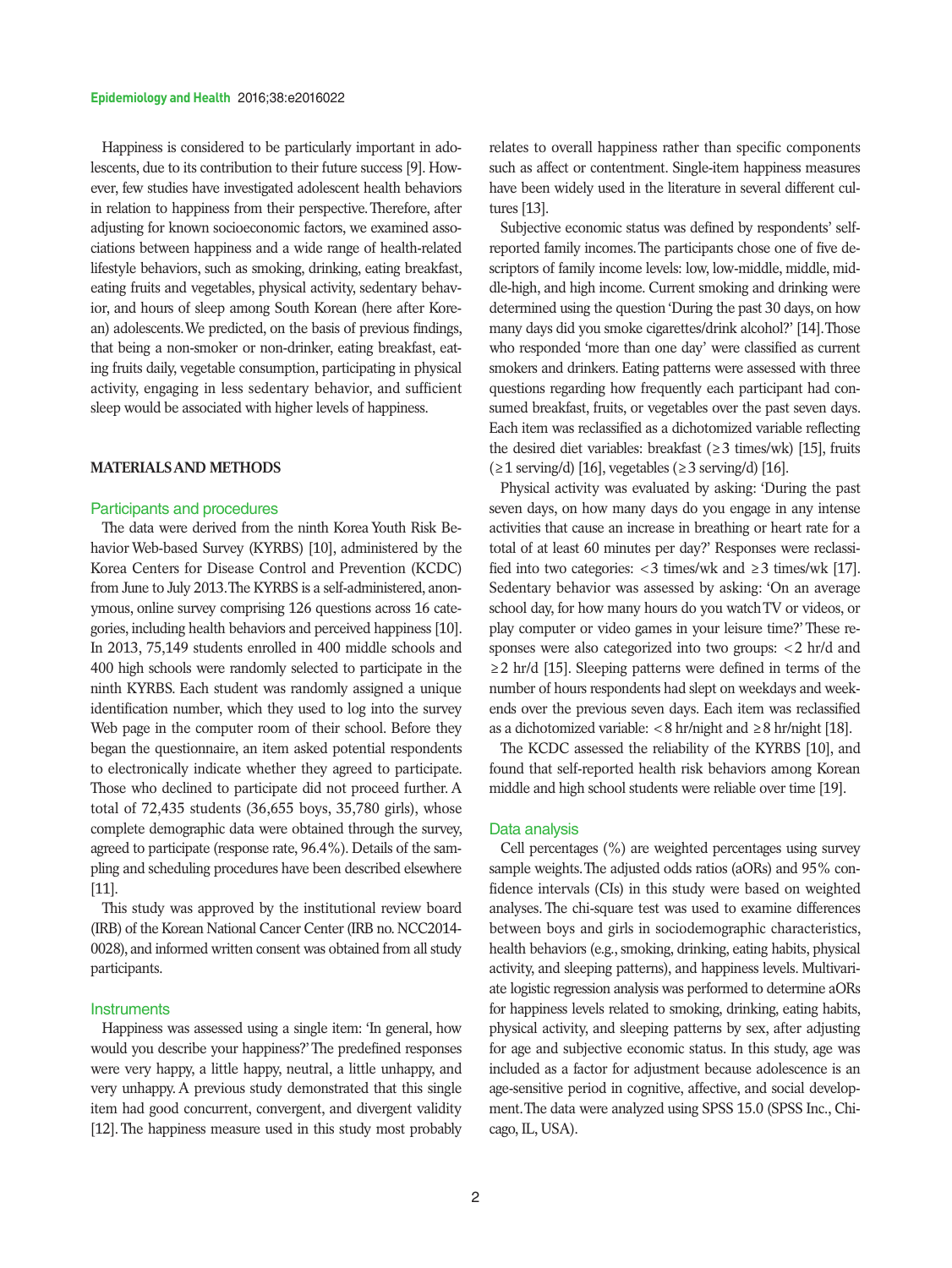Happiness is considered to be particularly important in adolescents, due to its contribution to their future success [9]. However, few studies have investigated adolescent health behaviors in relation to happiness from their perspective. Therefore, after adjusting for known socioeconomic factors, we examined associations between happiness and a wide range of health-related lifestyle behaviors, such as smoking, drinking, eating breakfast, eating fruits and vegetables, physical activity, sedentary behavior, and hours of sleep among South Korean (here after Korean) adolescents. We predicted, on the basis of previous findings, that being a non-smoker or non-drinker, eating breakfast, eating fruits daily, vegetable consumption, participating in physical activity, engaging in less sedentary behavior, and sufficient sleep would be associated with higher levels of happiness.

## MATERIALS AND METHODS

### Participants and procedures

The data were derived from the ninth Korea Youth Risk Behavior Web-based Survey (KYRBS) [10], administered by the Korea Centers for Disease Control and Prevention (KCDC) from June to July 2013. The KYRBS is a self-administered, anonymous, online survey comprising 126 questions across 16 categories, including health behaviors and perceived happiness [10]. In 2013, 75,149 students enrolled in 400 middle schools and 400 high schools were randomly selected to participate in the ninth KYRBS. Each student was randomly assigned a unique identification number, which they used to log into the survey Web page in the computer room of their school. Before they began the questionnaire, an item asked potential respondents to electronically indicate whether they agreed to participate. Those who declined to participate did not proceed further. A total of 72,435 students (36,655 boys, 35,780 girls), whose complete demographic data were obtained through the survey, agreed to participate (response rate, 96.4%). Details of the sampling and scheduling procedures have been described elsewhere [11].

This study was approved by the institutional review board (IRB) of the Korean National Cancer Center (IRB no. NCC2014-0028), and informed written consent was obtained from all study participants.

### Instruments

Happiness was assessed using a single item: 'In general, how would you describe your happiness?' The predefined responses were very happy, a little happy, neutral, a little unhappy, and very unhappy. A previous study demonstrated that this single item had good concurrent, convergent, and divergent validity [12]. The happiness measure used in this study most probably relates to overall happiness rather than specific components such as affect or contentment. Single-item happiness measures have been widely used in the literature in several different cultures [13].

Subjective economic status was defined by respondents' self-reported family incomes. The participants chose one of five descriptors of family income levels: low, low-middle, middle, middle-high, and high income. Current smoking and drinking were determined using the question 'During the past 30 days, on how many days did you smoke cigarettes/drink alcohol?' [14]. Those who responded 'more than one day' were classified as current smokers and drinkers. Eating patterns were assessed with three questions regarding how frequently each participant had consumed breakfast, fruits, or vegetables over the past seven days. Each item was reclassified as a dichotomized variable reflecting the desired diet variables: breakfast ($\geq$3 times/wk) [15], fruits ($\geq$1 serving/d) [16], vegetables ($\geq$3 serving/d) [16].

Physical activity was evaluated by asking: 'During the past seven days, on how many days do you engage in any intense activities that cause an increase in breathing or heart rate for a total of at least 60 minutes per day?' Responses were reclassified into two categories: $<$3 times/wk and $\geq$3 times/wk [17]. Sedentary behavior was assessed by asking: 'On an average school day, for how many hours do you watch TV or videos, or play computer or video games in your leisure time?' These responses were also categorized into two groups: $<$2 hr/d and $\geq$2 hr/d [15]. Sleeping patterns were defined in terms of the number of hours respondents had slept on weekdays and weekends over the previous seven days. Each item was reclassified as a dichotomized variable: $<$8 hr/night and $\geq$8 hr/night [18].

The KCDC assessed the reliability of the KYRBS [10], and found that self-reported health risk behaviors among Korean middle and high school students were reliable over time [19].

### Data analysis

Cell percentages (%) are weighted percentages using survey sample weights. The adjusted odds ratios (aORs) and 95% confidence intervals (CIs) in this study were based on weighted analyses. The chi-square test was used to examine differences between boys and girls in sociodemographic characteristics, health behaviors (e.g., smoking, drinking, eating habits, physical activity, and sleeping patterns), and happiness levels. Multivariate logistic regression analysis was performed to determine aORs for happiness levels related to smoking, drinking, eating habits, physical activity, and sleeping patterns by sex, after adjusting for age and subjective economic status. In this study, age was included as a factor for adjustment because adolescence is an age-sensitive period in cognitive, affective, and social development. The data were analyzed using SPSS 15.0 (SPSS Inc., Chicago, IL, USA).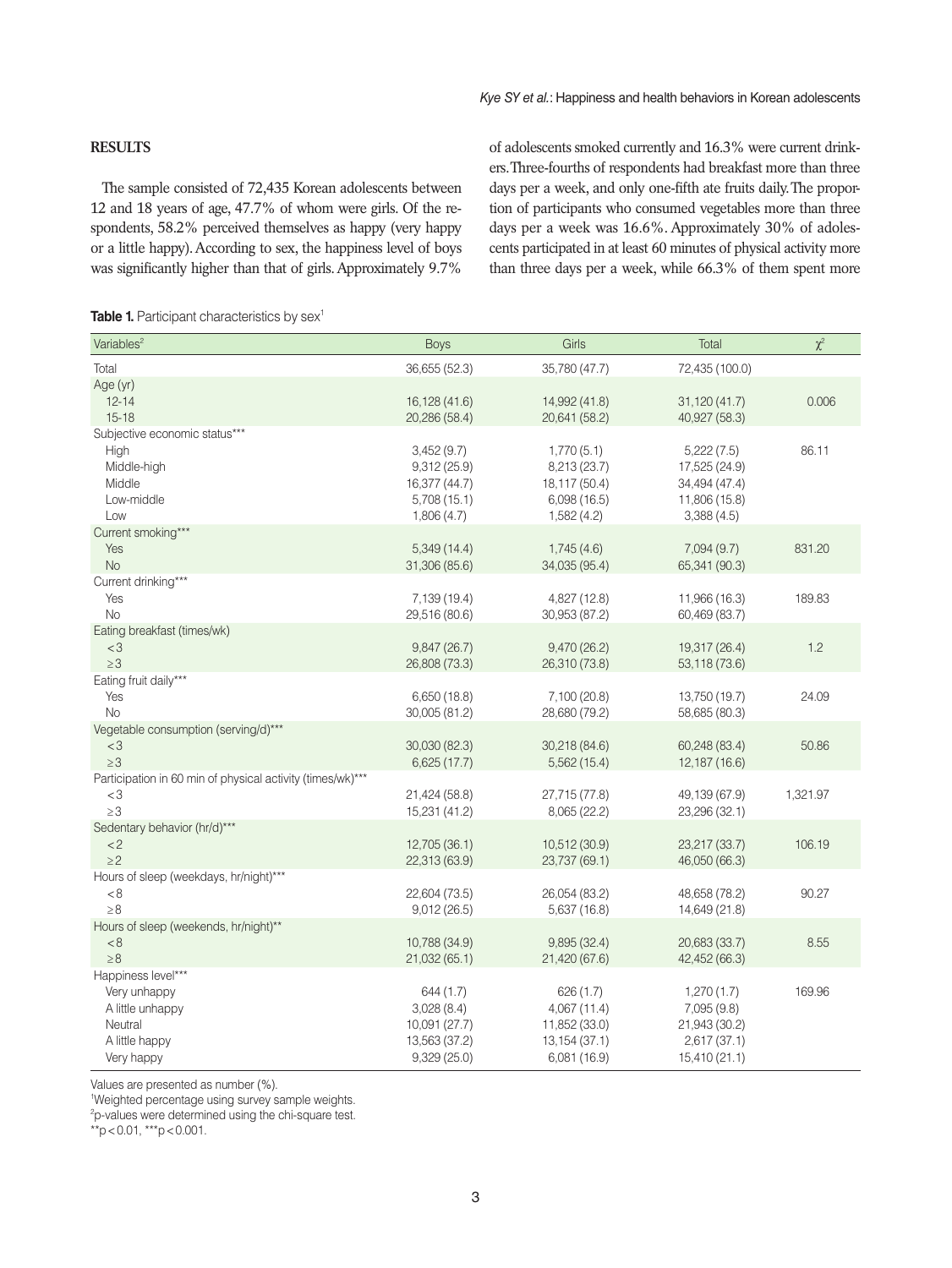## RESULTS

The sample consisted of 72,435 Korean adolescents between 12 and 18 years of age, 47.7% of whom were girls. Of the respondents, 58.2% perceived themselves as happy (very happy or a little happy). According to sex, the happiness level of boys was significantly higher than that of girls. Approximately 9.7% of adolescents smoked currently and 16.3% were current drinkers. Three-fourths of respondents had breakfast more than three days per a week, and only one-fifth ate fruits daily. The proportion of participants who consumed vegetables more than three days per a week was 16.6%. Approximately 30% of adolescents participated in at least 60 minutes of physical activity more than three days per a week, while 66.3% of them spent more

**Table 1.** Participant characteristics by sex[1]

| Variables[2] | Boys | Girls | Total | $\chi^2$ |
|---|---|---|---|---|
| Total | 36,655 (52.3) | 35,780 (47.7) | 72,435 (100.0) | |
| Age (yr) | | | | |
| 12-14 | 16,128 (41.6) | 14,992 (41.8) | 31,120 (41.7) | 0.006 |
| 15-18 | 20,286 (58.4) | 20,641 (58.2) | 40,927 (58.3) | |
| Subjective economic status*** | | | | |
| High | 3,452 (9.7) | 1,770 (5.1) | 5,222 (7.5) | 86.11 |
| Middle-high | 9,312 (25.9) | 8,213 (23.7) | 17,525 (24.9) | |
| Middle | 16,377 (44.7) | 18,117 (50.4) | 34,494 (47.4) | |
| Low-middle | 5,708 (15.1) | 6,098 (16.5) | 11,806 (15.8) | |
| Low | 1,806 (4.7) | 1,582 (4.2) | 3,388 (4.5) | |
| Current smoking*** | | | | |
| Yes | 5,349 (14.4) | 1,745 (4.6) | 7,094 (9.7) | 831.20 |
| No | 31,306 (85.6) | 34,035 (95.4) | 65,341 (90.3) | |
| Current drinking*** | | | | |
| Yes | 7,139 (19.4) | 4,827 (12.8) | 11,966 (16.3) | 189.83 |
| No | 29,516 (80.6) | 30,953 (87.2) | 60,469 (83.7) | |
| Eating breakfast (times/wk) | | | | |
| <3 | 9,847 (26.7) | 9,470 (26.2) | 19,317 (26.4) | 1.2 |
| ≥3 | 26,808 (73.3) | 26,310 (73.8) | 53,118 (73.6) | |
| Eating fruit daily*** | | | | |
| Yes | 6,650 (18.8) | 7,100 (20.8) | 13,750 (19.7) | 24.09 |
| No | 30,005 (81.2) | 28,680 (79.2) | 58,685 (80.3) | |
| Vegetable consumption (serving/d)*** | | | | |
| <3 | 30,030 (82.3) | 30,218 (84.6) | 60,248 (83.4) | 50.86 |
| ≥3 | 6,625 (17.7) | 5,562 (15.4) | 12,187 (16.6) | |
| Participation in 60 min of physical activity (times/wk)*** | | | | |
| <3 | 21,424 (58.8) | 27,715 (77.8) | 49,139 (67.9) | 1,321.97 |
| ≥3 | 15,231 (41.2) | 8,065 (22.2) | 23,296 (32.1) | |
| Sedentary behavior (hr/d)*** | | | | |
| <2 | 12,705 (36.1) | 10,512 (30.9) | 23,217 (33.7) | 106.19 |
| ≥2 | 22,313 (63.9) | 23,737 (69.1) | 46,050 (66.3) | |
| Hours of sleep (weekdays, hr/night)*** | | | | |
| <8 | 22,604 (73.5) | 26,054 (83.2) | 48,658 (78.2) | 90.27 |
| ≥8 | 9,012 (26.5) | 5,637 (16.8) | 14,649 (21.8) | |
| Hours of sleep (weekends, hr/night)** | | | | |
| <8 | 10,788 (34.9) | 9,895 (32.4) | 20,683 (33.7) | 8.55 |
| ≥8 | 21,032 (65.1) | 21,420 (67.6) | 42,452 (66.3) | |
| Happiness level*** | | | | |
| Very unhappy | 644 (1.7) | 626 (1.7) | 1,270 (1.7) | 169.96 |
| A little unhappy | 3,028 (8.4) | 4,067 (11.4) | 7,095 (9.8) | |
| Neutral | 10,091 (27.7) | 11,852 (33.0) | 21,943 (30.2) | |
| A little happy | 13,563 (37.2) | 13,154 (37.1) | 2,617 (37.1) | |
| Very happy | 9,329 (25.0) | 6,081 (16.9) | 15,410 (21.1) | |

Values are presented as number (%).

[1]Weighted percentage using survey sample weights.

[2]p-values were determined using the chi-square test.

**$p<0.01$, ***$p<0.001$.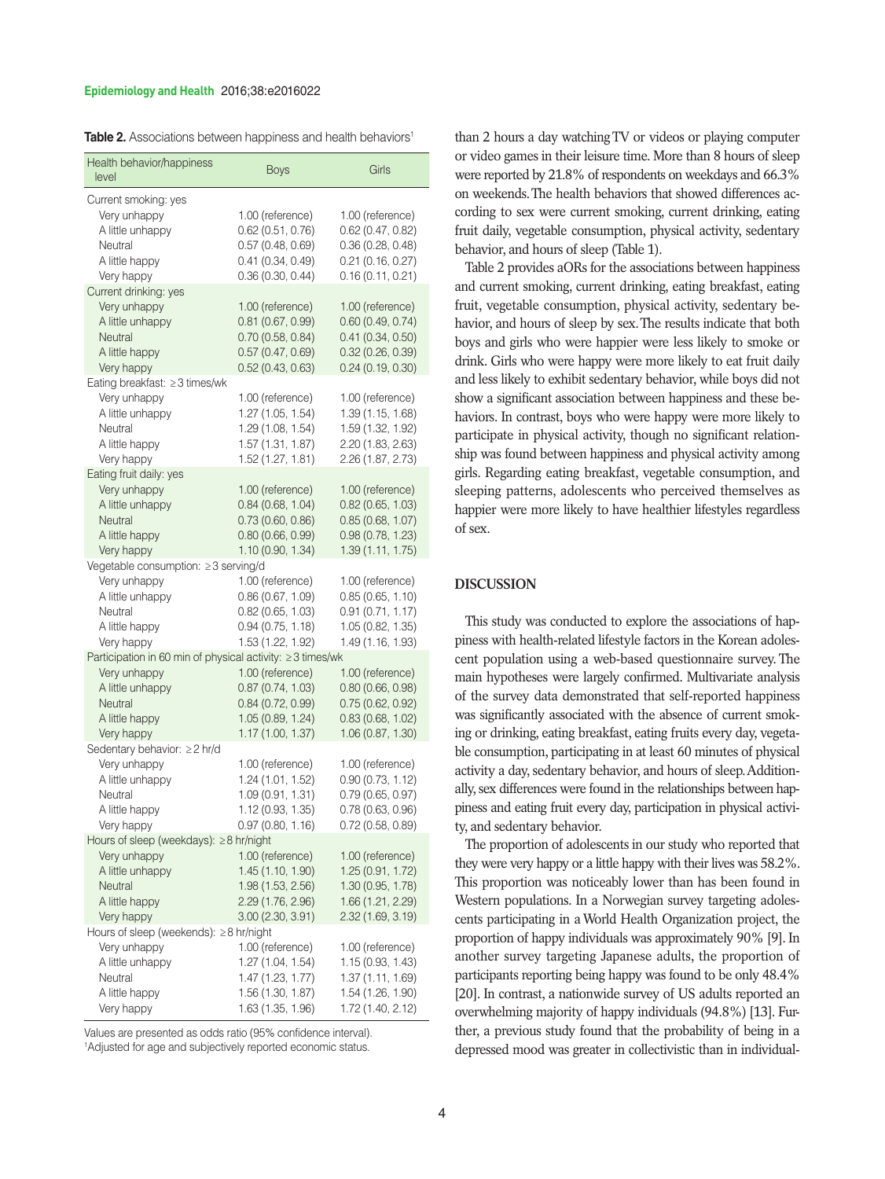**Table 2.** Associations between happiness and health behaviors[1]

| Health behavior/happiness level | Boys | Girls |
|---|---|---|
| Current smoking: yes | | |
| Very unhappy | 1.00 (reference) | 1.00 (reference) |
| A little unhappy | 0.62 (0.51, 0.76) | 0.62 (0.47, 0.82) |
| Neutral | 0.57 (0.48, 0.69) | 0.36 (0.28, 0.48) |
| A little happy | 0.41 (0.34, 0.49) | 0.21 (0.16, 0.27) |
| Very happy | 0.36 (0.30, 0.44) | 0.16 (0.11, 0.21) |
| Current drinking: yes | | |
| Very unhappy | 1.00 (reference) | 1.00 (reference) |
| A little unhappy | 0.81 (0.67, 0.99) | 0.60 (0.49, 0.74) |
| Neutral | 0.70 (0.58, 0.84) | 0.41 (0.34, 0.50) |
| A little happy | 0.57 (0.47, 0.69) | 0.32 (0.26, 0.39) |
| Very happy | 0.52 (0.43, 0.63) | 0.24 (0.19, 0.30) |
| Eating breakfast: ≥3 times/wk | | |
| Very unhappy | 1.00 (reference) | 1.00 (reference) |
| A little unhappy | 1.27 (1.05, 1.54) | 1.39 (1.15, 1.68) |
| Neutral | 1.29 (1.08, 1.54) | 1.59 (1.32, 1.92) |
| A little happy | 1.57 (1.31, 1.87) | 2.20 (1.83, 2.63) |
| Very happy | 1.52 (1.27, 1.81) | 2.26 (1.87, 2.73) |
| Eating fruit daily: yes | | |
| Very unhappy | 1.00 (reference) | 1.00 (reference) |
| A little unhappy | 0.84 (0.68, 1.04) | 0.82 (0.65, 1.03) |
| Neutral | 0.73 (0.60, 0.86) | 0.85 (0.68, 1.07) |
| A little happy | 0.80 (0.66, 0.99) | 0.98 (0.78, 1.23) |
| Very happy | 1.10 (0.90, 1.34) | 1.39 (1.11, 1.75) |
| Vegetable consumption: ≥3 serving/d | | |
| Very unhappy | 1.00 (reference) | 1.00 (reference) |
| A little unhappy | 0.86 (0.67, 1.09) | 0.85 (0.65, 1.10) |
| Neutral | 0.82 (0.65, 1.03) | 0.91 (0.71, 1.17) |
| A little happy | 0.94 (0.75, 1.18) | 1.05 (0.82, 1.35) |
| Very happy | 1.53 (1.22, 1.92) | 1.49 (1.16, 1.93) |
| Participation in 60 min of physical activity: ≥3 times/wk | | |
| Very unhappy | 1.00 (reference) | 1.00 (reference) |
| A little unhappy | 0.87 (0.74, 1.03) | 0.80 (0.66, 0.98) |
| Neutral | 0.84 (0.72, 0.99) | 0.75 (0.62, 0.92) |
| A little happy | 1.05 (0.89, 1.24) | 0.83 (0.68, 1.02) |
| Very happy | 1.17 (1.00, 1.37) | 1.06 (0.87, 1.30) |
| Sedentary behavior: ≥2 hr/d | | |
| Very unhappy | 1.00 (reference) | 1.00 (reference) |
| A little unhappy | 1.24 (1.01, 1.52) | 0.90 (0.73, 1.12) |
| Neutral | 1.09 (0.91, 1.31) | 0.79 (0.65, 0.97) |
| A little happy | 1.12 (0.93, 1.35) | 0.78 (0.63, 0.96) |
| Very happy | 0.97 (0.80, 1.16) | 0.72 (0.58, 0.89) |
| Hours of sleep (weekdays): ≥8 hr/night | | |
| Very unhappy | 1.00 (reference) | 1.00 (reference) |
| A little unhappy | 1.45 (1.10, 1.90) | 1.25 (0.91, 1.72) |
| Neutral | 1.98 (1.53, 2.56) | 1.30 (0.95, 1.78) |
| A little happy | 2.29 (1.76, 2.96) | 1.66 (1.21, 2.29) |
| Very happy | 3.00 (2.30, 3.91) | 2.32 (1.69, 3.19) |
| Hours of sleep (weekends): ≥8 hr/night | | |
| Very unhappy | 1.00 (reference) | 1.00 (reference) |
| A little unhappy | 1.27 (1.04, 1.54) | 1.15 (0.93, 1.43) |
| Neutral | 1.47 (1.23, 1.77) | 1.37 (1.11, 1.69) |
| A little happy | 1.56 (1.30, 1.87) | 1.54 (1.26, 1.90) |
| Very happy | 1.63 (1.35, 1.96) | 1.72 (1.40, 2.12) |

Values are presented as odds ratio (95% confidence interval).
[1]Adjusted for age and subjectively reported economic status.

than 2 hours a day watching TV or videos or playing computer or video games in their leisure time. More than 8 hours of sleep were reported by 21.8% of respondents on weekdays and 66.3% on weekends. The health behaviors that showed differences according to sex were current smoking, current drinking, eating fruit daily, vegetable consumption, physical activity, sedentary behavior, and hours of sleep (Table 1).

Table 2 provides aORs for the associations between happiness and current smoking, current drinking, eating breakfast, eating fruit, vegetable consumption, physical activity, sedentary behavior, and hours of sleep by sex. The results indicate that both boys and girls who were happier were less likely to smoke or drink. Girls who were happy were more likely to eat fruit daily and less likely to exhibit sedentary behavior, while boys did not show a significant association between happiness and these behaviors. In contrast, boys who were happy were more likely to participate in physical activity, though no significant relationship was found between happiness and physical activity among girls. Regarding eating breakfast, vegetable consumption, and sleeping patterns, adolescents who perceived themselves as happier were more likely to have healthier lifestyles regardless of sex.

## DISCUSSION

This study was conducted to explore the associations of happiness with health-related lifestyle factors in the Korean adolescent population using a web-based questionnaire survey. The main hypotheses were largely confirmed. Multivariate analysis of the survey data demonstrated that self-reported happiness was significantly associated with the absence of current smoking or drinking, eating breakfast, eating fruits every day, vegetable consumption, participating in at least 60 minutes of physical activity a day, sedentary behavior, and hours of sleep. Additionally, sex differences were found in the relationships between happiness and eating fruit every day, participation in physical activity, and sedentary behavior.

The proportion of adolescents in our study who reported that they were very happy or a little happy with their lives was 58.2%. This proportion was noticeably lower than has been found in Western populations. In a Norwegian survey targeting adolescents participating in a World Health Organization project, the proportion of happy individuals was approximately 90% [9]. In another survey targeting Japanese adults, the proportion of participants reporting being happy was found to be only 48.4% [20]. In contrast, a nationwide survey of US adults reported an overwhelming majority of happy individuals (94.8%) [13]. Further, a previous study found that the probability of being in a depressed mood was greater in collectivistic than in individual-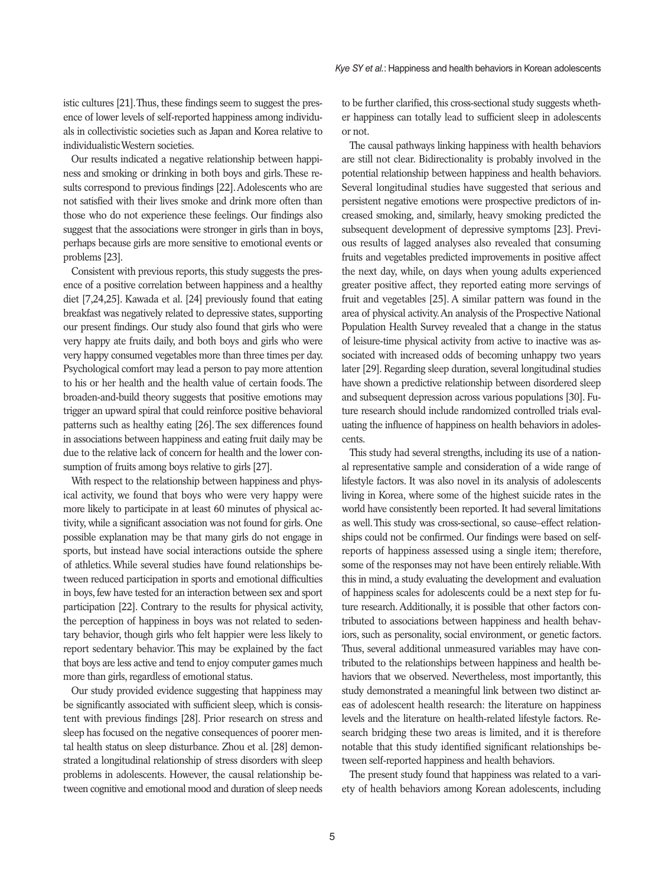istic cultures [21]. Thus, these findings seem to suggest the presence of lower levels of self-reported happiness among individuals in collectivistic societies such as Japan and Korea relative to individualistic Western societies.

Our results indicated a negative relationship between happiness and smoking or drinking in both boys and girls. These results correspond to previous findings [22]. Adolescents who are not satisfied with their lives smoke and drink more often than those who do not experience these feelings. Our findings also suggest that the associations were stronger in girls than in boys, perhaps because girls are more sensitive to emotional events or problems [23].

Consistent with previous reports, this study suggests the presence of a positive correlation between happiness and a healthy diet [7,24,25]. Kawada et al. [24] previously found that eating breakfast was negatively related to depressive states, supporting our present findings. Our study also found that girls who were very happy ate fruits daily, and both boys and girls who were very happy consumed vegetables more than three times per day. Psychological comfort may lead a person to pay more attention to his or her health and the health value of certain foods. The broaden-and-build theory suggests that positive emotions may trigger an upward spiral that could reinforce positive behavioral patterns such as healthy eating [26]. The sex differences found in associations between happiness and eating fruit daily may be due to the relative lack of concern for health and the lower consumption of fruits among boys relative to girls [27].

With respect to the relationship between happiness and physical activity, we found that boys who were very happy were more likely to participate in at least 60 minutes of physical activity, while a significant association was not found for girls. One possible explanation may be that many girls do not engage in sports, but instead have social interactions outside the sphere of athletics. While several studies have found relationships between reduced participation in sports and emotional difficulties in boys, few have tested for an interaction between sex and sport participation [22]. Contrary to the results for physical activity, the perception of happiness in boys was not related to sedentary behavior, though girls who felt happier were less likely to report sedentary behavior. This may be explained by the fact that boys are less active and tend to enjoy computer games much more than girls, regardless of emotional status.

Our study provided evidence suggesting that happiness may be significantly associated with sufficient sleep, which is consistent with previous findings [28]. Prior research on stress and sleep has focused on the negative consequences of poorer mental health status on sleep disturbance. Zhou et al. [28] demonstrated a longitudinal relationship of stress disorders with sleep problems in adolescents. However, the causal relationship between cognitive and emotional mood and duration of sleep needs to be further clarified, this cross-sectional study suggests whether happiness can totally lead to sufficient sleep in adolescents or not.

The causal pathways linking happiness with health behaviors are still not clear. Bidirectionality is probably involved in the potential relationship between happiness and health behaviors. Several longitudinal studies have suggested that serious and persistent negative emotions were prospective predictors of increased smoking, and, similarly, heavy smoking predicted the subsequent development of depressive symptoms [23]. Previous results of lagged analyses also revealed that consuming fruits and vegetables predicted improvements in positive affect the next day, while, on days when young adults experienced greater positive affect, they reported eating more servings of fruit and vegetables [25]. A similar pattern was found in the area of physical activity. An analysis of the Prospective National Population Health Survey revealed that a change in the status of leisure-time physical activity from active to inactive was associated with increased odds of becoming unhappy two years later [29]. Regarding sleep duration, several longitudinal studies have shown a predictive relationship between disordered sleep and subsequent depression across various populations [30]. Future research should include randomized controlled trials evaluating the influence of happiness on health behaviors in adolescents.

This study had several strengths, including its use of a national representative sample and consideration of a wide range of lifestyle factors. It was also novel in its analysis of adolescents living in Korea, where some of the highest suicide rates in the world have consistently been reported. It had several limitations as well. This study was cross-sectional, so cause–effect relationships could not be confirmed. Our findings were based on self-reports of happiness assessed using a single item; therefore, some of the responses may not have been entirely reliable. With this in mind, a study evaluating the development and evaluation of happiness scales for adolescents could be a next step for future research. Additionally, it is possible that other factors contributed to associations between happiness and health behaviors, such as personality, social environment, or genetic factors. Thus, several additional unmeasured variables may have contributed to the relationships between happiness and health behaviors that we observed. Nevertheless, most importantly, this study demonstrated a meaningful link between two distinct areas of adolescent health research: the literature on happiness levels and the literature on health-related lifestyle factors. Research bridging these two areas is limited, and it is therefore notable that this study identified significant relationships between self-reported happiness and health behaviors.

The present study found that happiness was related to a variety of health behaviors among Korean adolescents, including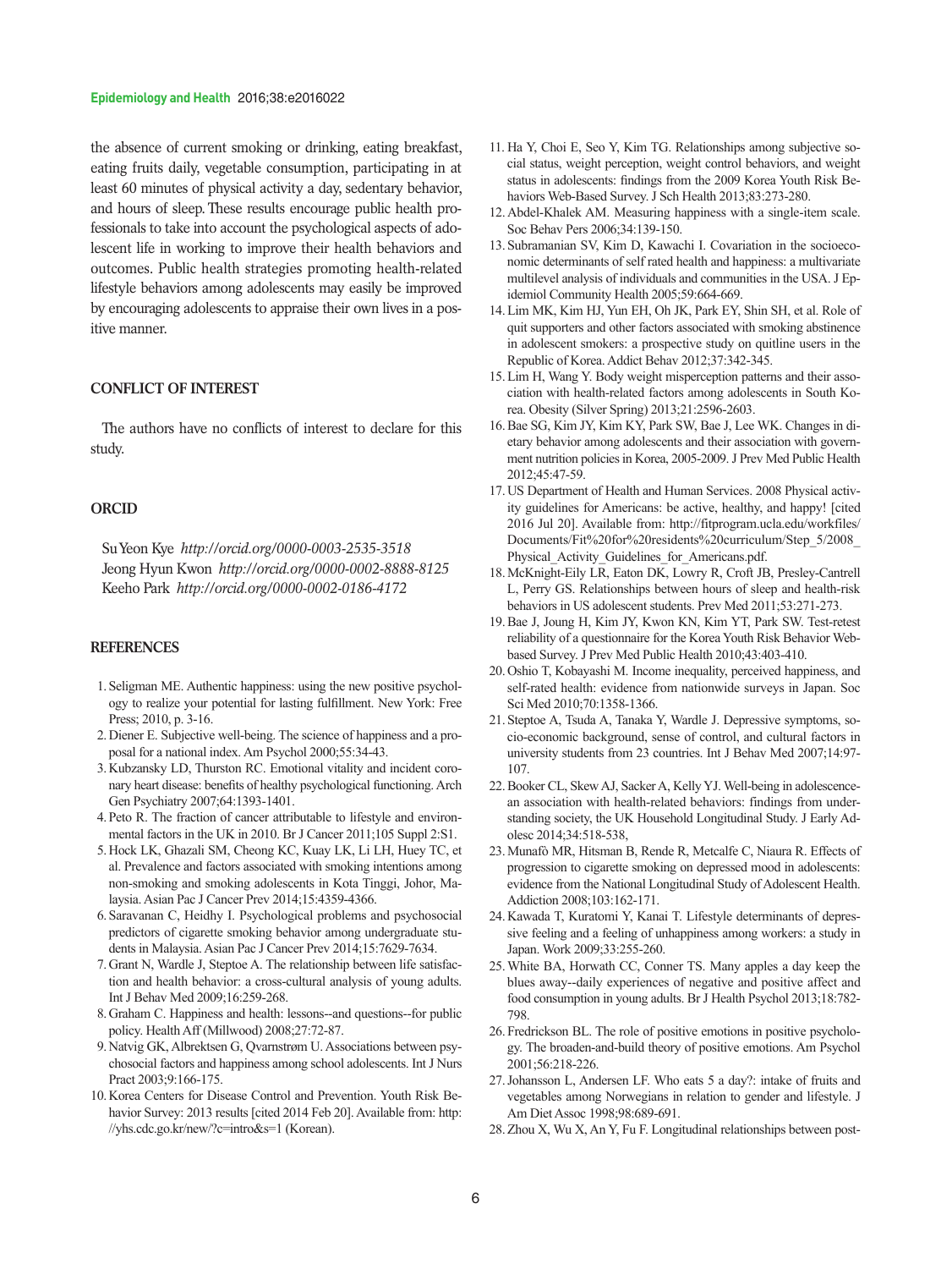the absence of current smoking or drinking, eating breakfast, eating fruits daily, vegetable consumption, participating in at least 60 minutes of physical activity a day, sedentary behavior, and hours of sleep. These results encourage public health professionals to take into account the psychological aspects of adolescent life in working to improve their health behaviors and outcomes. Public health strategies promoting health-related lifestyle behaviors among adolescents may easily be improved by encouraging adolescents to appraise their own lives in a positive manner.

## CONFLICT OF INTEREST

The authors have no conflicts of interest to declare for this study.

## ORCID

Su Yeon Kye *http://orcid.org/0000-0003-2535-3518*
Jeong Hyun Kwon *http://orcid.org/0000-0002-8888-8125*
Keeho Park *http://orcid.org/0000-0002-0186-4172*

## REFERENCES

1. Seligman ME. Authentic happiness: using the new positive psychology to realize your potential for lasting fulfillment. New York: Free Press; 2010, p. 3-16.
2. Diener E. Subjective well-being. The science of happiness and a proposal for a national index. Am Psychol 2000;55:34-43.
3. Kubzansky LD, Thurston RC. Emotional vitality and incident coronary heart disease: benefits of healthy psychological functioning. Arch Gen Psychiatry 2007;64:1393-1401.
4. Peto R. The fraction of cancer attributable to lifestyle and environmental factors in the UK in 2010. Br J Cancer 2011;105 Suppl 2:S1.
5. Hock LK, Ghazali SM, Cheong KC, Kuay LK, Li LH, Huey TC, et al. Prevalence and factors associated with smoking intentions among non-smoking and smoking adolescents in Kota Tinggi, Johor, Malaysia. Asian Pac J Cancer Prev 2014;15:4359-4366.
6. Saravanan C, Heidhy I. Psychological problems and psychosocial predictors of cigarette smoking behavior among undergraduate students in Malaysia. Asian Pac J Cancer Prev 2014;15:7629-7634.
7. Grant N, Wardle J, Steptoe A. The relationship between life satisfaction and health behavior: a cross-cultural analysis of young adults. Int J Behav Med 2009;16:259-268.
8. Graham C. Happiness and health: lessons--and questions--for public policy. Health Aff (Millwood) 2008;27:72-87.
9. Natvig GK, Albrektsen G, Qvarnstrøm U. Associations between psychosocial factors and happiness among school adolescents. Int J Nurs Pract 2003;9:166-175.
10. Korea Centers for Disease Control and Prevention. Youth Risk Behavior Survey: 2013 results [cited 2014 Feb 20]. Available from: http://yhs.cdc.go.kr/new/?c=intro&s=1 (Korean).
11. Ha Y, Choi E, Seo Y, Kim TG. Relationships among subjective social status, weight perception, weight control behaviors, and weight status in adolescents: findings from the 2009 Korea Youth Risk Behaviors Web-Based Survey. J Sch Health 2013;83:273-280.
12. Abdel-Khalek AM. Measuring happiness with a single-item scale. Soc Behav Pers 2006;34:139-150.
13. Subramanian SV, Kim D, Kawachi I. Covariation in the socioeconomic determinants of self rated health and happiness: a multivariate multilevel analysis of individuals and communities in the USA. J Epidemiol Community Health 2005;59:664-669.
14. Lim MK, Kim HJ, Yun EH, Oh JK, Park EY, Shin SH, et al. Role of quit supporters and other factors associated with smoking abstinence in adolescent smokers: a prospective study on quitline users in the Republic of Korea. Addict Behav 2012;37:342-345.
15. Lim H, Wang Y. Body weight misperception patterns and their association with health-related factors among adolescents in South Korea. Obesity (Silver Spring) 2013;21:2596-2603.
16. Bae SG, Kim JY, Kim KY, Park SW, Bae J, Lee WK. Changes in dietary behavior among adolescents and their association with government nutrition policies in Korea, 2005-2009. J Prev Med Public Health 2012;45:47-59.
17. US Department of Health and Human Services. 2008 Physical activity guidelines for Americans: be active, healthy, and happy! [cited 2016 Jul 20]. Available from: http://fitprogram.ucla.edu/workfiles/Documents/Fit%20for%20residents%20curriculum/Step_5/2008_Physical_Activity_Guidelines_for_Americans.pdf.
18. McKnight-Eily LR, Eaton DK, Lowry R, Croft JB, Presley-Cantrell L, Perry GS. Relationships between hours of sleep and health-risk behaviors in US adolescent students. Prev Med 2011;53:271-273.
19. Bae J, Joung H, Kim JY, Kwon KN, Kim YT, Park SW. Test-retest reliability of a questionnaire for the Korea Youth Risk Behavior Web-based Survey. J Prev Med Public Health 2010;43:403-410.
20. Oshio T, Kobayashi M. Income inequality, perceived happiness, and self-rated health: evidence from nationwide surveys in Japan. Soc Sci Med 2010;70:1358-1366.
21. Steptoe A, Tsuda A, Tanaka Y, Wardle J. Depressive symptoms, socio-economic background, sense of control, and cultural factors in university students from 23 countries. Int J Behav Med 2007;14:97-107.
22. Booker CL, Skew AJ, Sacker A, Kelly YJ. Well-being in adolescence-an association with health-related behaviors: findings from understanding society, the UK Household Longitudinal Study. J Early Adolesc 2014;34:518-538,
23. Munafò MR, Hitsman B, Rende R, Metcalfe C, Niaura R. Effects of progression to cigarette smoking on depressed mood in adolescents: evidence from the National Longitudinal Study of Adolescent Health. Addiction 2008;103:162-171.
24. Kawada T, Kuratomi Y, Kanai T. Lifestyle determinants of depressive feeling and a feeling of unhappiness among workers: a study in Japan. Work 2009;33:255-260.
25. White BA, Horwath CC, Conner TS. Many apples a day keep the blues away--daily experiences of negative and positive affect and food consumption in young adults. Br J Health Psychol 2013;18:782-798.
26. Fredrickson BL. The role of positive emotions in positive psychology. The broaden-and-build theory of positive emotions. Am Psychol 2001;56:218-226.
27. Johansson L, Andersen LF. Who eats 5 a day?: intake of fruits and vegetables among Norwegians in relation to gender and lifestyle. J Am Diet Assoc 1998;98:689-691.
28. Zhou X, Wu X, An Y, Fu F. Longitudinal relationships between post-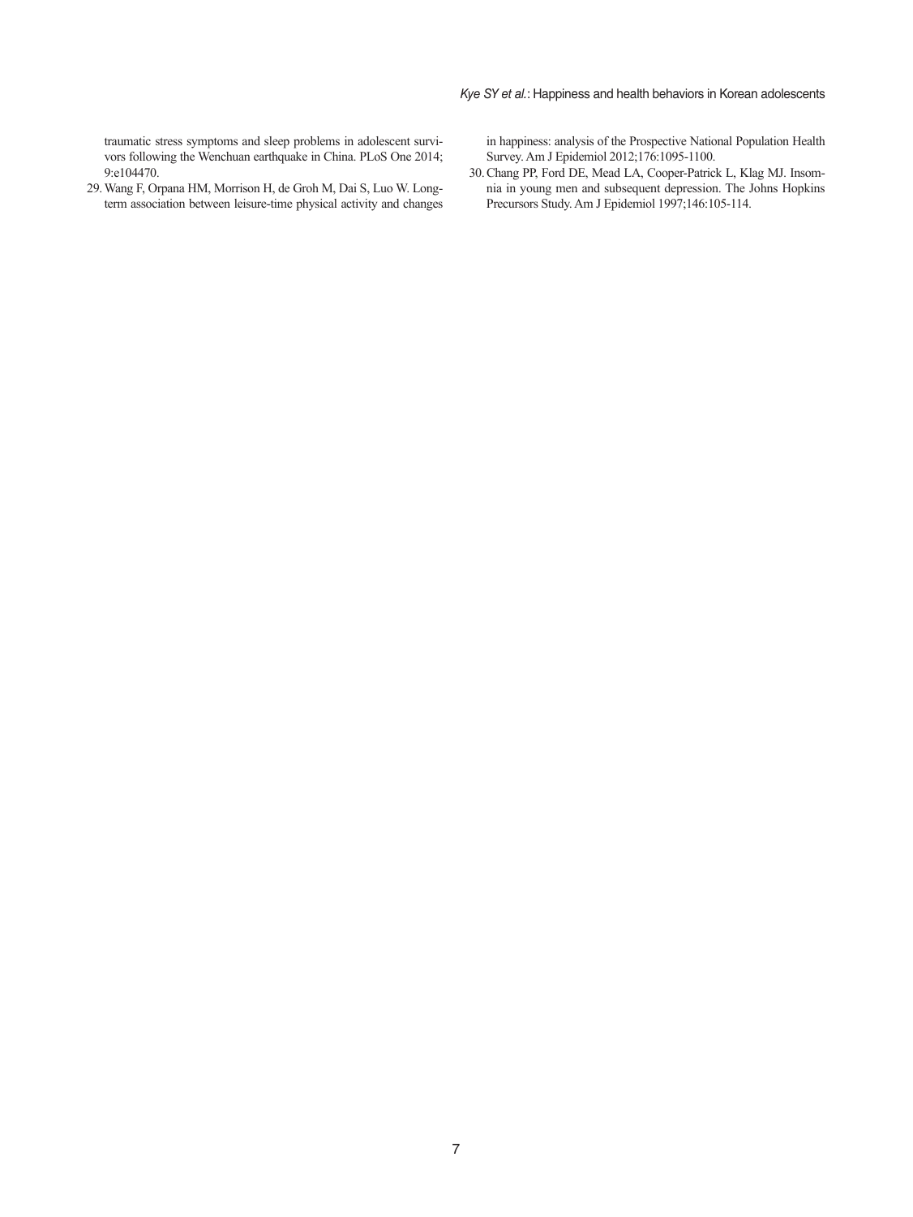traumatic stress symptoms and sleep problems in adolescent survivors following the Wenchuan earthquake in China. PLoS One 2014; 9:e104470.

29. Wang F, Orpana HM, Morrison H, de Groh M, Dai S, Luo W. Long-term association between leisure-time physical activity and changes in happiness: analysis of the Prospective National Population Health Survey. Am J Epidemiol 2012;176:1095-1100.

30. Chang PP, Ford DE, Mead LA, Cooper-Patrick L, Klag MJ. Insomnia in young men and subsequent depression. The Johns Hopkins Precursors Study. Am J Epidemiol 1997;146:105-114.